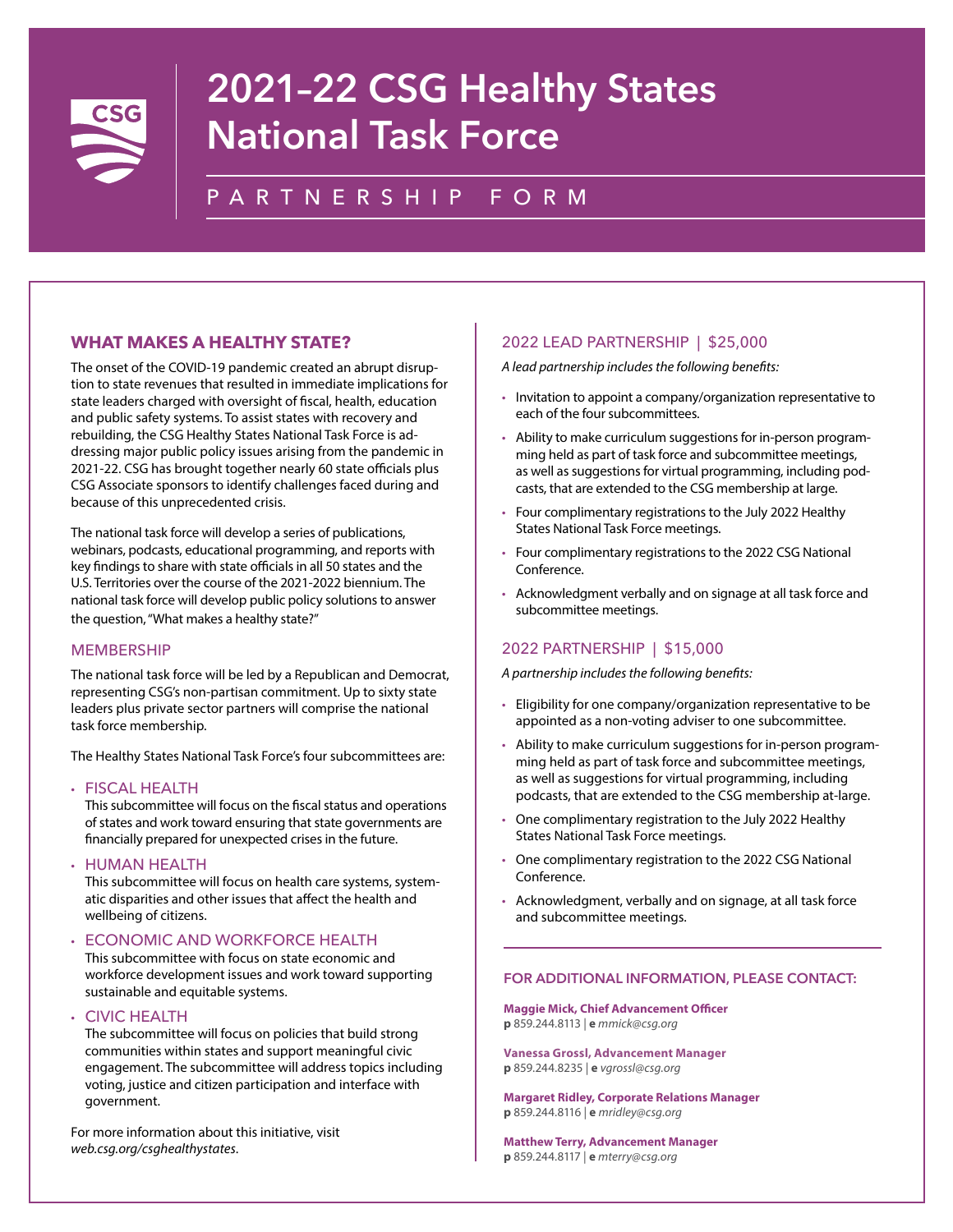# 2021–22 CSG Healthy States National Task Force

## PARTNERSHIP FORM

### WHAT MAKES A HEALTHY STATE?

The onset of the COVID-19 pandemic created an abrupt disruption to state revenues that resulted in immediate implications for state leaders charged with oversight of fiscal, health, education and public safety systems. To assist states with recovery and rebuilding, the CSG Healthy States National Task Force is addressing major public policy issues arising from the pandemic in 2021-22. CSG has brought together nearly 60 state officials plus CSG Associate sponsors to identify challenges faced during and because of this unprecedented crisis.

The national task force will develop a series of publications, webinars, podcasts, educational programming, and reports with key findings to share with state officials in all 50 states and the U.S. Territories over the course of the 2021-2022 biennium. The national task force will develop public policy solutions to answer the question, "What makes a healthy state?"

### MEMBERSHIP

The national task force will be led by a Republican and Democrat, representing CSG's non-partisan commitment. Up to sixty state leaders plus private sector partners will comprise the national task force membership.

The Healthy States National Task Force's four subcommittees are:

- FISCAL HEALTH
  This subcommittee will focus on the fiscal status and operations of states and work toward ensuring that state governments are financially prepared for unexpected crises in the future.
- HUMAN HEALTH
  This subcommittee will focus on health care systems, systematic disparities and other issues that affect the health and wellbeing of citizens.
- ECONOMIC AND WORKFORCE HEALTH
  This subcommittee with focus on state economic and workforce development issues and work toward supporting sustainable and equitable systems.
- CIVIC HEALTH
  The subcommittee will focus on policies that build strong communities within states and support meaningful civic engagement. The subcommittee will address topics including voting, justice and citizen participation and interface with government.

For more information about this initiative, visit *web.csg.org/csghealthystates*.

### 2022 LEAD PARTNERSHIP | $25,000

*A lead partnership includes the following benefits:*

- Invitation to appoint a company/organization representative to each of the four subcommittees.
- Ability to make curriculum suggestions for in-person programming held as part of task force and subcommittee meetings, as well as suggestions for virtual programming, including podcasts, that are extended to the CSG membership at large.
- Four complimentary registrations to the July 2022 Healthy States National Task Force meetings.
- Four complimentary registrations to the 2022 CSG National Conference.
- Acknowledgment verbally and on signage at all task force and subcommittee meetings.

### 2022 PARTNERSHIP | $15,000

*A partnership includes the following benefits:*

- Eligibility for one company/organization representative to be appointed as a non-voting adviser to one subcommittee.
- Ability to make curriculum suggestions for in-person programming held as part of task force and subcommittee meetings, as well as suggestions for virtual programming, including podcasts, that are extended to the CSG membership at-large.
- One complimentary registration to the July 2022 Healthy States National Task Force meetings.
- One complimentary registration to the 2022 CSG National Conference.
- Acknowledgment, verbally and on signage, at all task force and subcommittee meetings.

### FOR ADDITIONAL INFORMATION, PLEASE CONTACT:

**Maggie Mick, Chief Advancement Officer**
**p** 859.244.8113 | **e** *mmick@csg.org*

**Vanessa Grossl, Advancement Manager**
**p** 859.244.8235 | **e** *vgrossl@csg.org*

**Margaret Ridley, Corporate Relations Manager**
**p** 859.244.8116 | **e** *mridley@csg.org*

**Matthew Terry, Advancement Manager**
**p** 859.244.8117 | **e** *mterry@csg.org*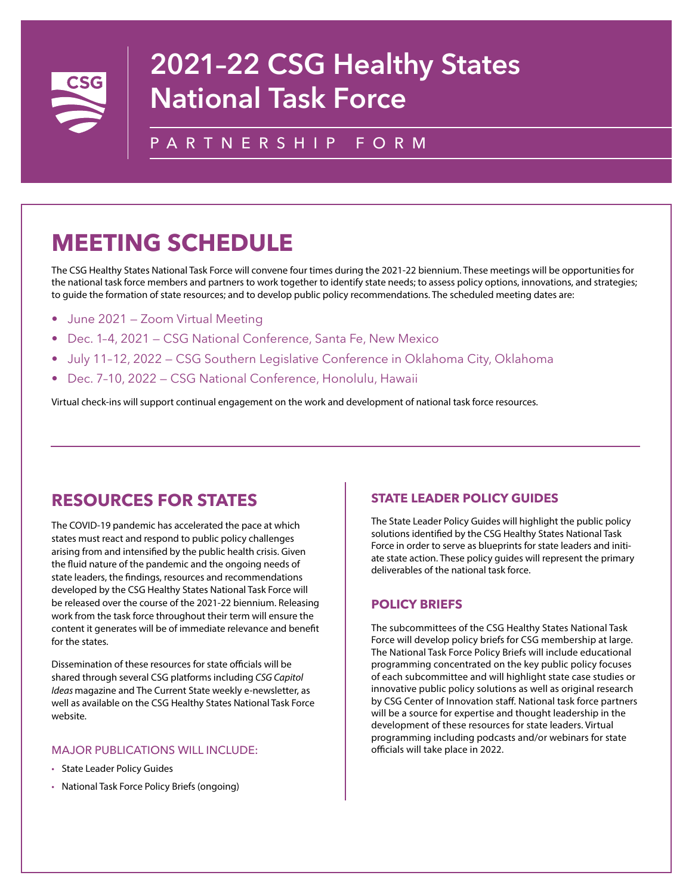# 2021–22 CSG Healthy States National Task Force

PARTNERSHIP FORM

## MEETING SCHEDULE

The CSG Healthy States National Task Force will convene four times during the 2021-22 biennium. These meetings will be opportunities for the national task force members and partners to work together to identify state needs; to assess policy options, innovations, and strategies; to guide the formation of state resources; and to develop public policy recommendations. The scheduled meeting dates are:

- June 2021 — Zoom Virtual Meeting
- Dec. 1–4, 2021 — CSG National Conference, Santa Fe, New Mexico
- July 11–12, 2022 — CSG Southern Legislative Conference in Oklahoma City, Oklahoma
- Dec. 7–10, 2022 — CSG National Conference, Honolulu, Hawaii

Virtual check-ins will support continual engagement on the work and development of national task force resources.

## RESOURCES FOR STATES

The COVID-19 pandemic has accelerated the pace at which states must react and respond to public policy challenges arising from and intensified by the public health crisis. Given the fluid nature of the pandemic and the ongoing needs of state leaders, the findings, resources and recommendations developed by the CSG Healthy States National Task Force will be released over the course of the 2021-22 biennium. Releasing work from the task force throughout their term will ensure the content it generates will be of immediate relevance and benefit for the states.

Dissemination of these resources for state officials will be shared through several CSG platforms including *CSG Capitol Ideas* magazine and The Current State weekly e-newsletter, as well as available on the CSG Healthy States National Task Force website.

### MAJOR PUBLICATIONS WILL INCLUDE:

- State Leader Policy Guides
- National Task Force Policy Briefs (ongoing)

### STATE LEADER POLICY GUIDES

The State Leader Policy Guides will highlight the public policy solutions identified by the CSG Healthy States National Task Force in order to serve as blueprints for state leaders and initiate state action. These policy guides will represent the primary deliverables of the national task force.

### POLICY BRIEFS

The subcommittees of the CSG Healthy States National Task Force will develop policy briefs for CSG membership at large. The National Task Force Policy Briefs will include educational programming concentrated on the key public policy focuses of each subcommittee and will highlight state case studies or innovative public policy solutions as well as original research by CSG Center of Innovation staff. National task force partners will be a source for expertise and thought leadership in the development of these resources for state leaders. Virtual programming including podcasts and/or webinars for state officials will take place in 2022.